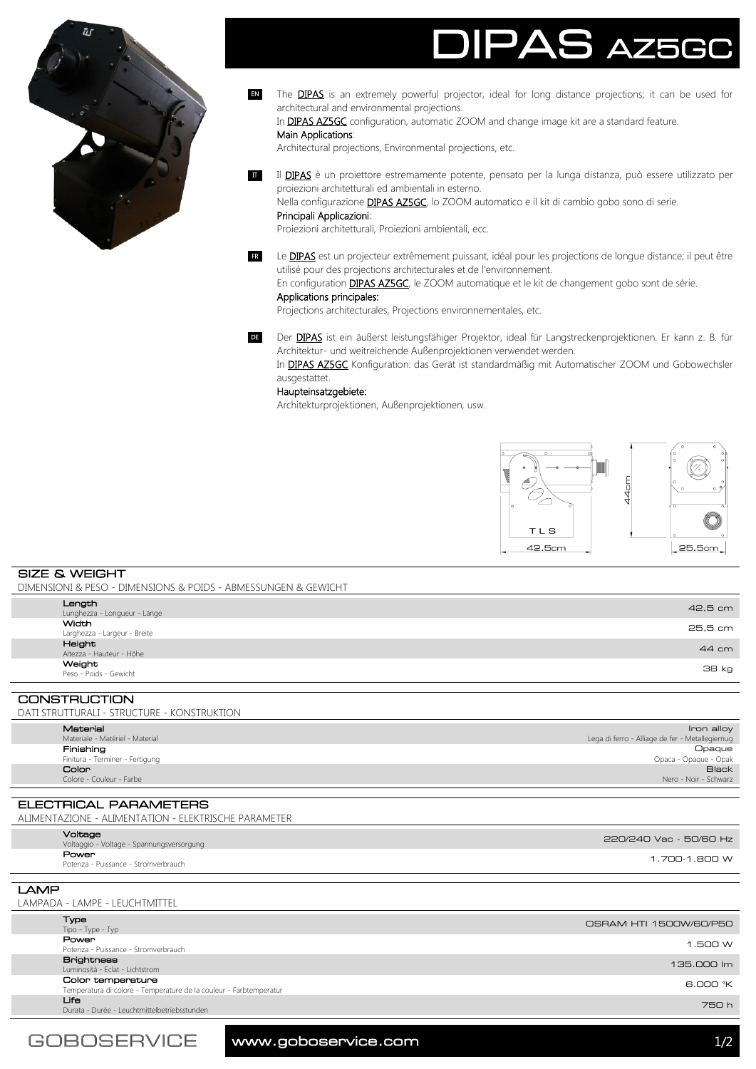# DIPAS AZ5GC

EN The **DIPAS** is an extremely powerful projector, ideal for long distance projections; it can be used for architectural and environmental projections.
In **DIPAS AZ5GC** configuration, automatic ZOOM and change image kit are a standard feature.
Main Applications:
Architectural projections, Environmental projections, etc.

IT Il **DIPAS** è un proiettore estremamente potente, pensato per la lunga distanza, può essere utilizzato per proiezioni architetturali ed ambientali in esterno.
Nella configurazione **DIPAS AZ5GC**, lo ZOOM automatico e il kit di cambio gobo sono di serie.
Principali Applicazioni:
Proiezioni architetturali, Proiezioni ambientali, ecc.

FR Le **DIPAS** est un projecteur extrêmement puissant, idéal pour les projections de longue distance; il peut être utilisé pour des projections architecturales et de l'environnement.
En configuration **DIPAS AZ5GC**, le ZOOM automatique et le kit de changement gobo sont de série.
Applications principales:
Projections architecturales, Projections environnementales, etc.

DE Der **DIPAS** ist ein äußerst leistungsfähiger Projektor, ideal für Langstreckenprojektionen. Er kann z. B. für Architektur- und weitreichende Außenprojektionen verwendet werden.
In **DIPAS AZ5GC** Konfiguration: das Gerät ist standardmäßig mit Automatischer ZOOM und Gobowechsler ausgestattet.
Haupteinsatzgebiete:
Architekturprojektionen, Außenprojektionen, usw.

TLS
42.5cm
44cm
25.5cm

## SIZE & WEIGHT
DIMENSIONI & PESO - DIMENSIONS & POIDS - ABMESSUNGEN & GEWICHT

| | |
|---|---|
| **Length** Lunghezza - Longueur - Länge | 42,5 cm |
| **Width** Larghezza - Largeur - Breite | 25,5 cm |
| **Height** Altezza - Hauteur - Höhe | 44 cm |
| **Weight** Peso - Poids - Gewicht | 38 kg |

## CONSTRUCTION
DATI STRUTTURALI - STRUCTURE - KONSTRUKTION

| | |
|---|---|
| **Material** Materiale - Matériel - Material | Iron alloy Lega di ferro - Alliage de fer - Metallegiernug |
| **Finishing** Finitura - Terminer - Fertigung | Opaque Opaca - Opaque - Opak |
| **Color** Colore - Couleur - Farbe | Black Nero - Noir - Schwarz |

## ELECTRICAL PARAMETERS
ALIMENTAZIONE - ALIMENTATION - ELEKTRISCHE PARAMETER

| | |
|---|---|
| **Voltage** Voltaggio - Voltage - Spannungsversorgung | 220/240 Vac - 50/60 Hz |
| **Power** Potenza - Puissance - Stromverbrauch | 1.700-1.800 W |

## LAMP
LAMPADA - LAMPE - LEUCHTMITTEL

| | |
|---|---|
| **Type** Tipo - Type - Typ | OSRAM HTI 1500W/60/P50 |
| **Power** Potenza - Puissance - Stromverbrauch | 1.500 W |
| **Brightness** Luminosità - Eclat - Lichtstrom | 135.000 lm |
| **Color temperature** Temperatura di colore - Temperature de la couleur - Farbtemperatur | 6.000 °K |
| **Life** Durata - Durée - Leuchtmittelbetriebsstunden | 750 h |

GOBOSERVICE www.goboservice.com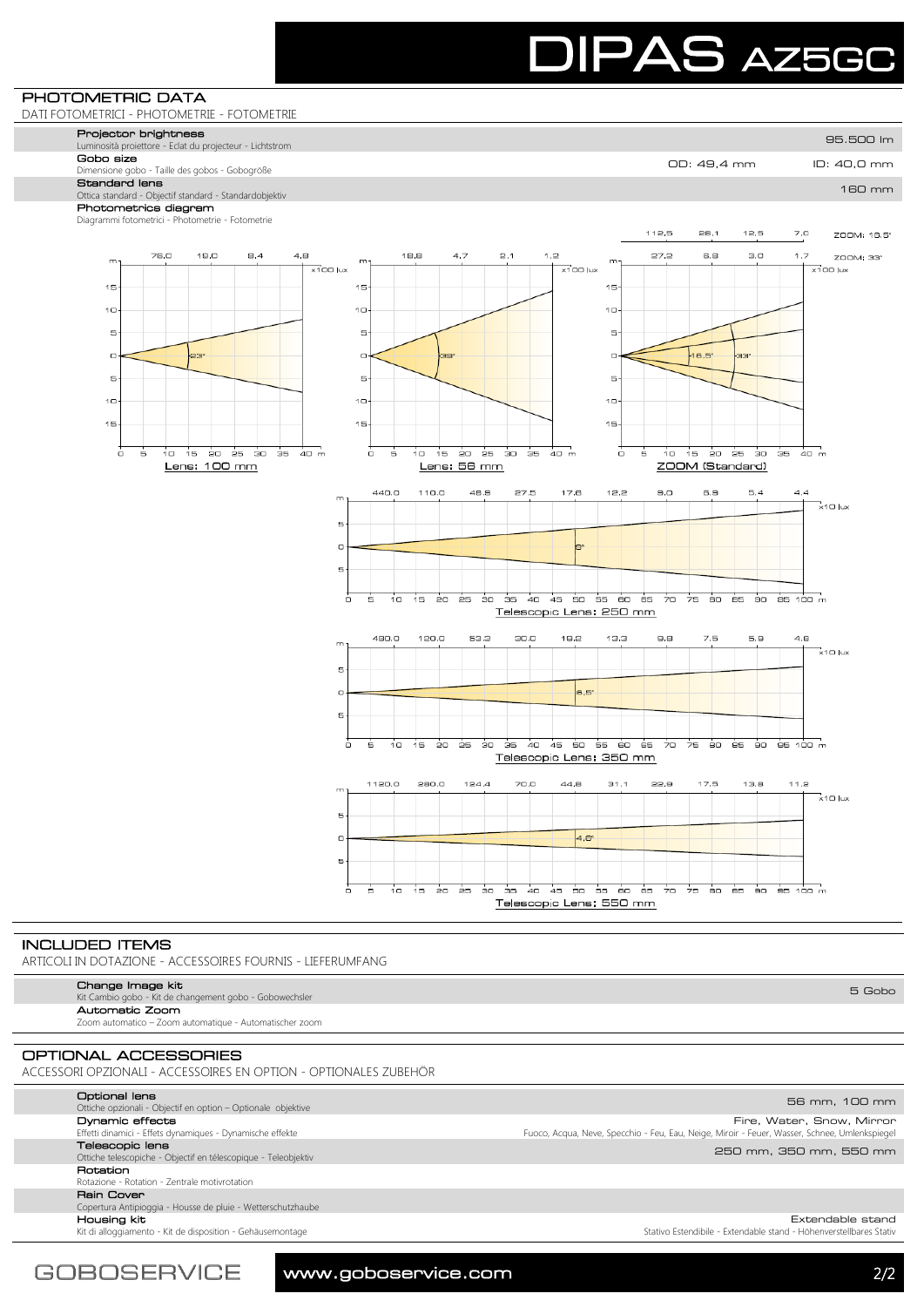# DIPAS AZ5GC

## PHOTOMETRIC DATA

DATI FOTOMETRICI - PHOTOMETRIE - FOTOMETRIE

| | |
|---|---|
| **Projector brightness** Luminosità proiettore - Eclat du projecteur - Lichtstrom | 95.500 lm |
| **Gobo size** Dimensione gobo - Taille des gobos - Gobogröße | OD: 49,4 mm ID: 40,0 mm |
| **Standard lens** Ottica standard - Objectif standard - Standardobjektiv | 160 mm |

**Photometrics diagram**
Diagrammi fotometrici - Photométrie - Fotometrie

Lens: 100 mm
76,0 19,0 8,4 4,8 x100 lux
23°
0 5 10 15 20 25 30 35 40 m

Lens: 56 mm
18,8 4,7 2,1 1,2 x100 lux
39°
0 5 10 15 20 25 30 35 40 m

ZOOM (Standard)
112,5 28,1 12,5 7,0 ZOOM: 16.5°
27,2 6,8 3,0 1,7 ZOOM: 33° x100 lux
16,5° 33°
0 5 10 15 20 25 30 35 40 m

Telescopic Lens: 250 mm
440,0 110,0 48,8 27,5 17,6 12,2 9,0 6,9 5,4 4,4 x10 lux
6°
0 5 10 15 20 25 30 35 40 45 50 55 60 65 70 75 80 85 90 95 100 m

Telescopic Lens: 350 mm
480,0 120,0 53,3 30,0 19,2 13,3 9,8 7,5 5,9 4,8 x10 lux
6,5°
0 5 10 15 20 25 30 35 40 45 50 55 60 65 70 75 80 85 90 95 100 m

Telescopic Lens: 550 mm
1120,0 280,0 124,4 70,0 44,8 31,1 22,9 17,5 13,8 11,2 x10 lux
4,6°
0 5 10 15 20 25 30 35 40 45 50 55 60 65 70 75 80 85 90 95 100 m

## INCLUDED ITEMS

ARTICOLI IN DOTAZIONE - ACCESSOIRES FOURNIS - LIEFERUMFANG

| | |
|---|---|
| **Change Image kit** Kit Cambio gobo - Kit de changement gobo - Gobowechsler | 5 Gobo |
| **Automatic Zoom** Zoom automatico – Zoom automatique - Automatischer zoom | |

## OPTIONAL ACCESSORIES

ACCESSORI OPZIONALI - ACCESSOIRES EN OPTION - OPTIONALES ZUBEHÖR

| | |
|---|---|
| **Optional lens** Ottiche opzionali - Objectif en option – Optionale objektive | 56 mm, 100 mm |
| **Dynamic effects** Effetti dinamici - Effets dynamiques - Dynamische effekte | Fire, Water, Snow, Mirror<br>Fuoco, Acqua, Neve, Specchio - Feu, Eau, Neige, Miroir - Feuer, Wasser, Schnee, Umlenkspiegel |
| **Telescopic lens** Ottiche telescopiche - Objectif en télescopique - Teleobjektiv | 250 mm, 350 mm, 550 mm |
| **Rotation** Rotazione - Rotation - Zentrale motivrotation | |
| **Rain Cover** Copertura Antipioggia - Housse de pluie - Wetterschutzhaube | |
| **Housing kit** Kit di alloggiamento - Kit de disposition - Gehäusemontage | Extendable stand<br>Stativo Estendibile - Extendable stand - Höhenverstellbares Stativ |

GOBOSERVICE www.goboservice.com